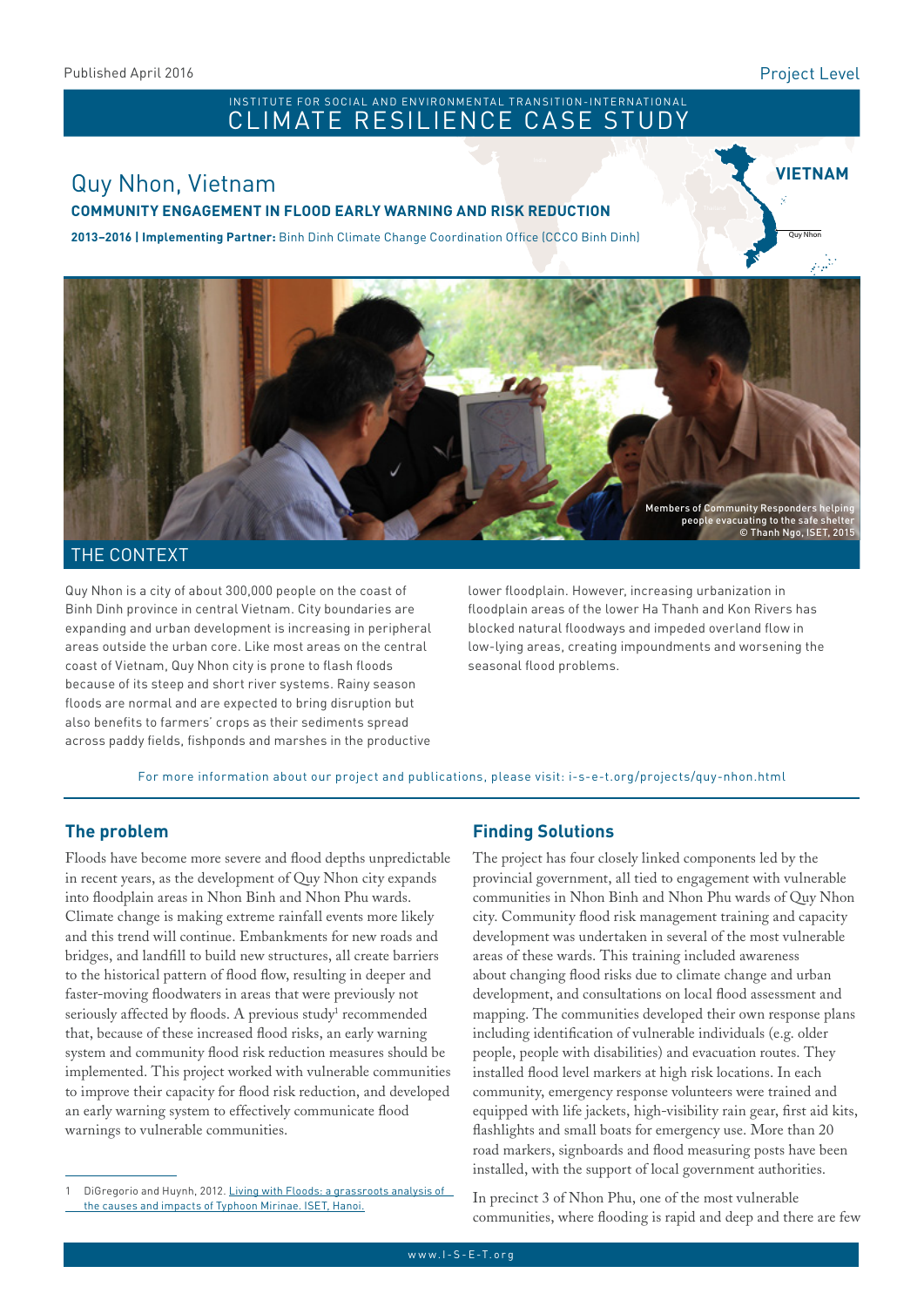Published April 2016

Project Level

INSTITUTE FOR SOCIAL AND ENVIRONMENTAL TRANSITION-INTERNATIONAL

# CLIMATE RESILIENCE CASE STUDY

VIETNAM

## Quy Nhon, Vietnam

**COMMUNITY ENGAGEMENT IN FLOOD EARLY WARNING AND RISK REDUCTION**

**2013–2016 | Implementing Partner:** Binh Dinh Climate Change Coordination Office (CCCO Binh Dinh)

Members of Community Responders helping people evacuating to the safe shelter
© Thanh Ngo, ISET, 2015

## THE CONTEXT

Quy Nhon is a city of about 300,000 people on the coast of Binh Dinh province in central Vietnam. City boundaries are expanding and urban development is increasing in peripheral areas outside the urban core. Like most areas on the central coast of Vietnam, Quy Nhon city is prone to flash floods because of its steep and short river systems. Rainy season floods are normal and are expected to bring disruption but also benefits to farmers' crops as their sediments spread across paddy fields, fishponds and marshes in the productive lower floodplain. However, increasing urbanization in floodplain areas of the lower Ha Thanh and Kon Rivers has blocked natural floodways and impeded overland flow in low-lying areas, creating impoundments and worsening the seasonal flood problems.

For more information about our project and publications, please visit: i-s-e-t.org/projects/quy-nhon.html

## The problem

Floods have become more severe and flood depths unpredictable in recent years, as the development of Quy Nhon city expands into floodplain areas in Nhon Binh and Nhon Phu wards. Climate change is making extreme rainfall events more likely and this trend will continue. Embankments for new roads and bridges, and landfill to build new structures, all create barriers to the historical pattern of flood flow, resulting in deeper and faster-moving floodwaters in areas that were previously not seriously affected by floods. A previous study[1] recommended that, because of these increased flood risks, an early warning system and community flood risk reduction measures should be implemented. This project worked with vulnerable communities to improve their capacity for flood risk reduction, and developed an early warning system to effectively communicate flood warnings to vulnerable communities.

## Finding Solutions

The project has four closely linked components led by the provincial government, all tied to engagement with vulnerable communities in Nhon Binh and Nhon Phu wards of Quy Nhon city. Community flood risk management training and capacity development was undertaken in several of the most vulnerable areas of these wards. This training included awareness about changing flood risks due to climate change and urban development, and consultations on local flood assessment and mapping. The communities developed their own response plans including identification of vulnerable individuals (e.g. older people, people with disabilities) and evacuation routes. They installed flood level markers at high risk locations. In each community, emergency response volunteers were trained and equipped with life jackets, high-visibility rain gear, first aid kits, flashlights and small boats for emergency use. More than 20 road markers, signboards and flood measuring posts have been installed, with the support of local government authorities.

In precinct 3 of Nhon Phu, one of the most vulnerable communities, where flooding is rapid and deep and there are few

1 DiGregorio and Huynh, 2012. Living with Floods: a grassroots analysis of the causes and impacts of Typhoon Mirinae. ISET, Hanoi.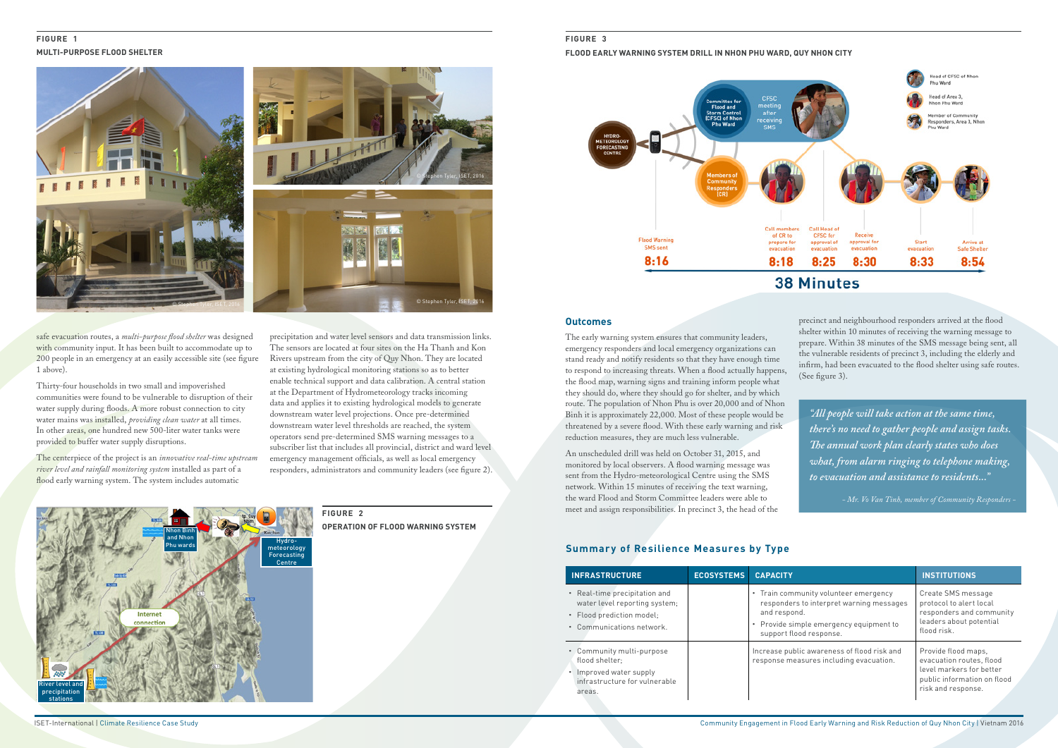**FIGURE 1**

**MULTI-PURPOSE FLOOD SHELTER**

safe evacuation routes, a *multi-purpose flood shelter* was designed with community input. It has been built to accommodate up to 200 people in an emergency at an easily accessible site (see figure 1 above).

Thirty-four households in two small and impoverished communities were found to be vulnerable to disruption of their water supply during floods. A more robust connection to city water mains was installed, *providing clean water* at all times. In other areas, one hundred new 500-liter water tanks were provided to buffer water supply disruptions.

The centerpiece of the project is an *innovative real-time upstream river level and rainfall monitoring system* installed as part of a flood early warning system. The system includes automatic precipitation and water level sensors and data transmission links. The sensors are located at four sites on the Ha Thanh and Kon Rivers upstream from the city of Quy Nhon. They are located at existing hydrological monitoring stations so as to better enable technical support and data calibration. A central station at the Department of Hydrometeorology tracks incoming data and applies it to existing hydrological models to generate downstream water level projections. Once pre-determined downstream water level thresholds are reached, the system operators send pre-determined SMS warning messages to a subscriber list that includes all provincial, district and ward level emergency management officials, as well as local emergency responders, administrators and community leaders (see figure 2).

**FIGURE 2**

**OPERATION OF FLOOD WARNING SYSTEM**

**FIGURE 3**

**FLOOD EARLY WARNING SYSTEM DRILL IN NHON PHU WARD, QUY NHON CITY**

## Outcomes

The early warning system ensures that community leaders, emergency responders and local emergency organizations can stand ready and notify residents so that they have enough time to respond to increasing threats. When a flood actually happens, the flood map, warning signs and training inform people what they should do, where they should go for shelter, and by which route. The population of Nhon Phu is over 20,000 and of Nhon Binh it is approximately 22,000. Most of these people would be threatened by a severe flood. With these early warning and risk reduction measures, they are much less vulnerable.

An unscheduled drill was held on October 31, 2015, and monitored by local observers. A flood warning message was sent from the Hydro-meteorological Centre using the SMS network. Within 15 minutes of receiving the text warning, the ward Flood and Storm Committee leaders were able to meet and assign responsibilities. In precinct 3, the head of the precinct and neighbourhood responders arrived at the flood shelter within 10 minutes of receiving the warning message to prepare. Within 38 minutes of the SMS message being sent, all the vulnerable residents of precinct 3, including the elderly and infirm, had been evacuated to the flood shelter using safe routes. (See figure 3).

> *"All people will take action at the same time, there's no need to gather people and assign tasks. The annual work plan clearly states who does what, from alarm ringing to telephone making, to evacuation and assistance to residents..."*
>
> *– Mr. Vo Van Tinh, member of Community Responders –*

## Summary of Resilience Measures by Type

| INFRASTRUCTURE | ECOSYSTEMS | CAPACITY | INSTITUTIONS |
|---|---|---|---|
| • Real-time precipitation and water level reporting system;<br>• Flood prediction model;<br>• Communications network. | | • Train community volunteer emergency responders to interpret warning messages and respond.<br>• Provide simple emergency equipment to support flood response. | Create SMS message protocol to alert local responders and community leaders about potential flood risk. |
| • Community multi-purpose flood shelter;<br>• Improved water supply infrastructure for vulnerable areas. | | Increase public awareness of flood risk and response measures including evacuation. | Provide flood maps, evacuation routes, flood level markers for better public information on flood risk and response. |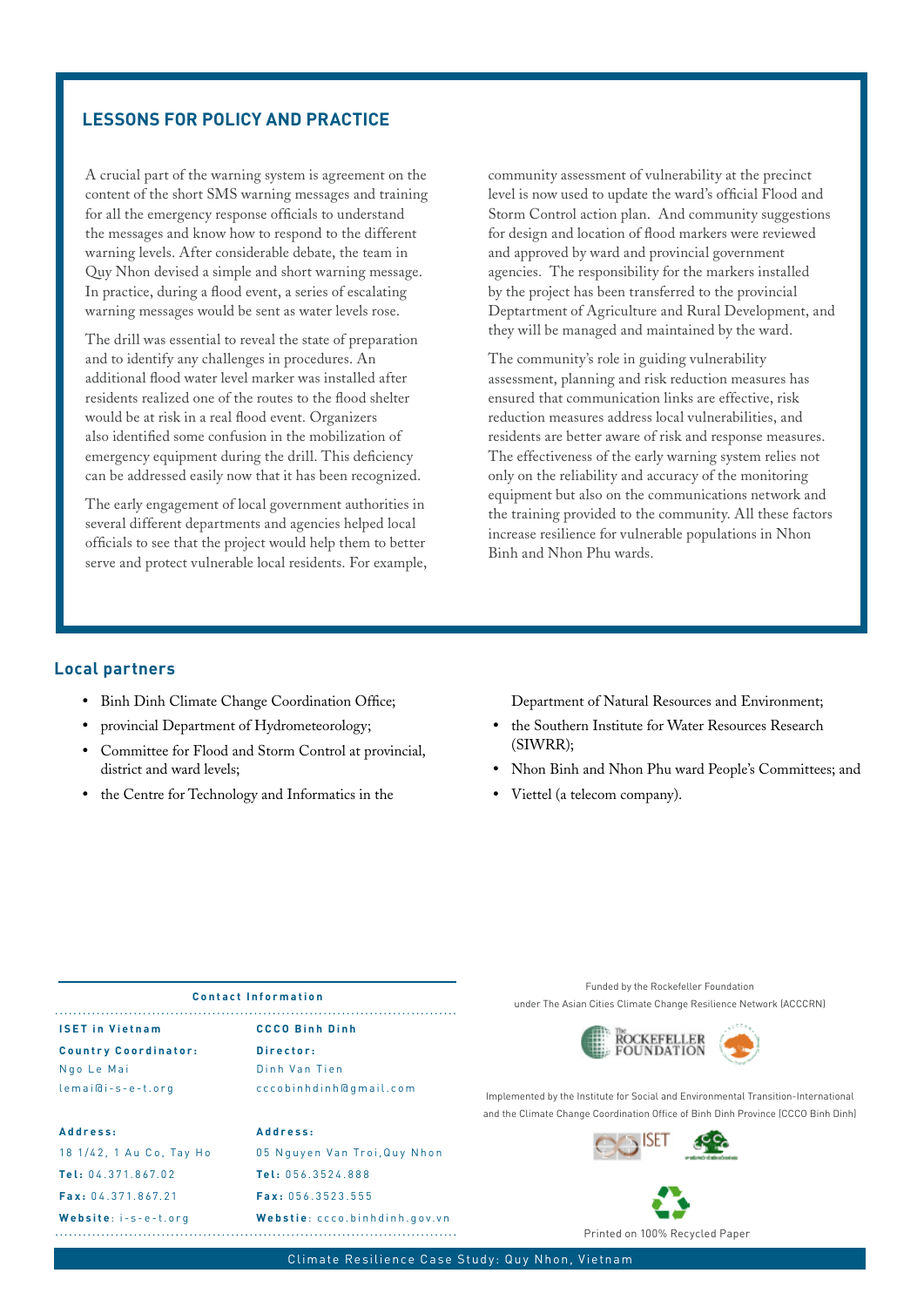## LESSONS FOR POLICY AND PRACTICE

A crucial part of the warning system is agreement on the content of the short SMS warning messages and training for all the emergency response officials to understand the messages and know how to respond to the different warning levels. After considerable debate, the team in Quy Nhon devised a simple and short warning message. In practice, during a flood event, a series of escalating warning messages would be sent as water levels rose.

The drill was essential to reveal the state of preparation and to identify any challenges in procedures. An additional flood water level marker was installed after residents realized one of the routes to the flood shelter would be at risk in a real flood event. Organizers also identified some confusion in the mobilization of emergency equipment during the drill. This deficiency can be addressed easily now that it has been recognized.

The early engagement of local government authorities in several different departments and agencies helped local officials to see that the project would help them to better serve and protect vulnerable local residents. For example, community assessment of vulnerability at the precinct level is now used to update the ward's official Flood and Storm Control action plan. And community suggestions for design and location of flood markers were reviewed and approved by ward and provincial government agencies. The responsibility for the markers installed by the project has been transferred to the provincial Deptartment of Agriculture and Rural Development, and they will be managed and maintained by the ward.

The community's role in guiding vulnerability assessment, planning and risk reduction measures has ensured that communication links are effective, risk reduction measures address local vulnerabilities, and residents are better aware of risk and response measures. The effectiveness of the early warning system relies not only on the reliability and accuracy of the monitoring equipment but also on the communications network and the training provided to the community. All these factors increase resilience for vulnerable populations in Nhon Binh and Nhon Phu wards.

## Local partners

- Binh Dinh Climate Change Coordination Office;
- provincial Department of Hydrometeorology;
- Committee for Flood and Storm Control at provincial, district and ward levels;
- the Centre for Technology and Informatics in the Department of Natural Resources and Environment;
- the Southern Institute for Water Resources Research (SIWRR);
- Nhon Binh and Nhon Phu ward People's Committees; and
- Viettel (a telecom company).

**Contact Information**

**ISET in Vietnam**
**Country Coordinator:**
Ngo Le Mai
lemai@i-s-e-t.org

**Address:**
18 1/42, 1 Au Co, Tay Ho
**Tel:** 04.371.867.02
**Fax:** 04.371.867.21
**Website**: i-s-e-t.org

**CCCO Binh Dinh**
**Director:**
Dinh Van Tien
cccobinhdinh@gmail.com

**Address:**
05 Nguyen Van Troi,Quy Nhon
**Tel:** 056.3524.888
**Fax:** 056.3523.555
**Webstie**: ccco.binhdinh.gov.vn

Funded by the Rockefeller Foundation under The Asian Cities Climate Change Resilience Network (ACCCRN)

Implemented by the Institute for Social and Environmental Transition-International and the Climate Change Coordination Office of Binh Dinh Province (CCCO Binh Dinh)

Printed on 100% Recycled Paper

Climate Resilience Case Study: Quy Nhon, Vietnam